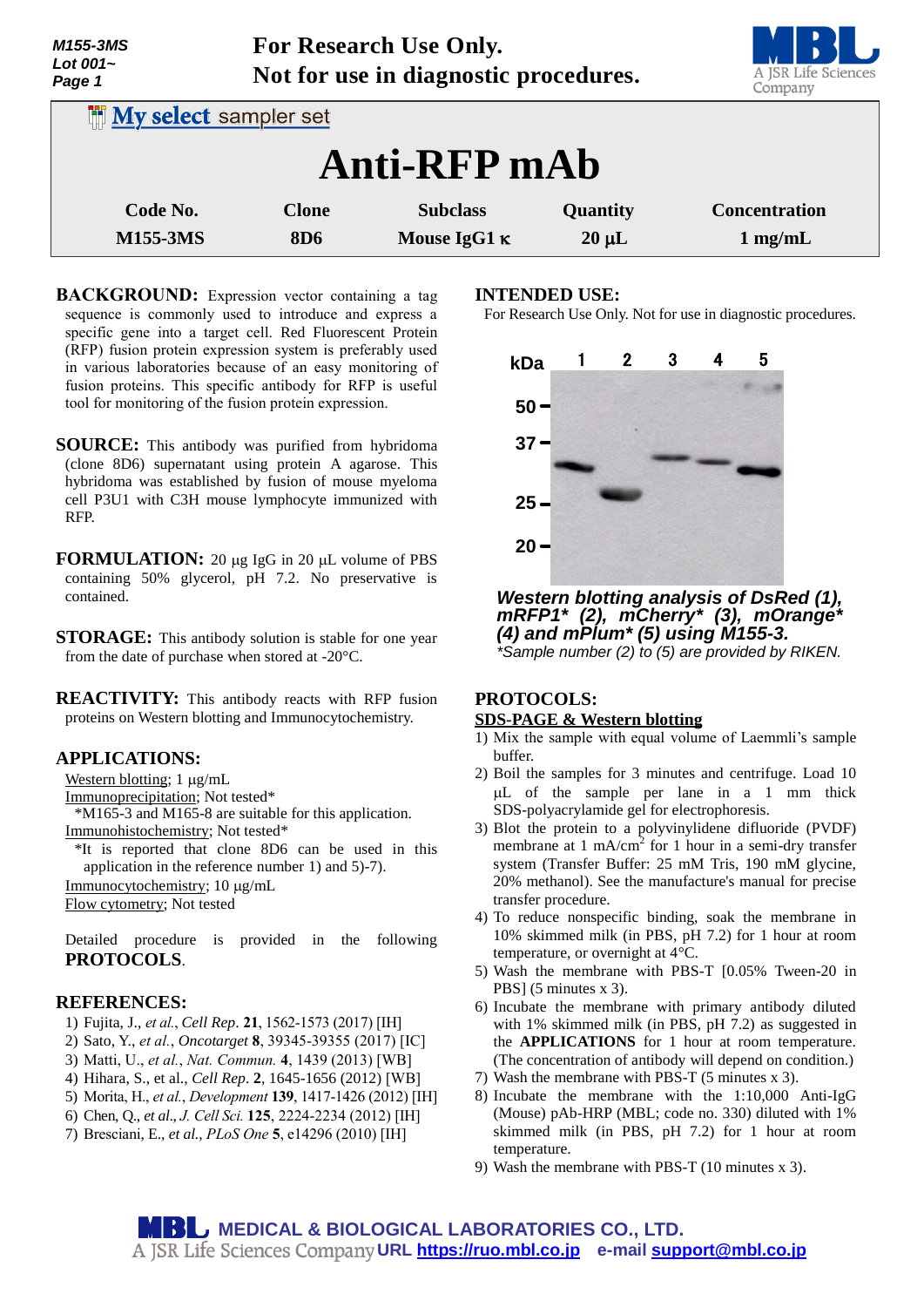For Research Use Only.
Not for use in diagnostic procedures.

My select sampler set

# Anti-RFP mAb

| Code No. | Clone | Subclass | Quantity | Concentration |
|---|---|---|---|---|
| M155-3MS | 8D6 | Mouse IgG1 κ | 20 µL | 1 mg/mL |

**BACKGROUND:** Expression vector containing a tag sequence is commonly used to introduce and express a specific gene into a target cell. Red Fluorescent Protein (RFP) fusion protein expression system is preferably used in various laboratories because of an easy monitoring of fusion proteins. This specific antibody for RFP is useful tool for monitoring of the fusion protein expression.

**SOURCE:** This antibody was purified from hybridoma (clone 8D6) supernatant using protein A agarose. This hybridoma was established by fusion of mouse myeloma cell P3U1 with C3H mouse lymphocyte immunized with RFP.

**FORMULATION:** 20 µg IgG in 20 µL volume of PBS containing 50% glycerol, pH 7.2. No preservative is contained.

**STORAGE:** This antibody solution is stable for one year from the date of purchase when stored at -20°C.

**REACTIVITY:** This antibody reacts with RFP fusion proteins on Western blotting and Immunocytochemistry.

**APPLICATIONS:**

Western blotting; 1 µg/mL
Immunoprecipitation; Not tested*
*M165-3 and M165-8 are suitable for this application.
Immunohistochemistry; Not tested*
*It is reported that clone 8D6 can be used in this application in the reference number 1) and 5)-7).
Immunocytochemistry; 10 µg/mL
Flow cytometry; Not tested

Detailed procedure is provided in the following **PROTOCOLS**.

**REFERENCES:**

1) Fujita, J., *et al.*, *Cell Rep*. **21**, 1562-1573 (2017) [IH]
2) Sato, Y., *et al.*, *Oncotarget* **8**, 39345-39355 (2017) [IC]
3) Matti, U., *et al.*, *Nat. Commun.* **4**, 1439 (2013) [WB]
4) Hihara, S., et al., *Cell Rep*. **2**, 1645-1656 (2012) [WB]
5) Morita, H., *et al.*, *Development* **139**, 1417-1426 (2012) [IH]
6) Chen, Q., *et al.*, *J. Cell Sci.* **125**, 2224-2234 (2012) [IH]
7) Bresciani, E., *et al.*, *PLoS One* **5**, e14296 (2010) [IH]

**INTENDED USE:**
For Research Use Only. Not for use in diagnostic procedures.

***Western blotting analysis of DsRed (1), mRFP1\* (2), mCherry\* (3), mOrange\* (4) and mPlum\* (5) using M155-3.***
*\*Sample number (2) to (5) are provided by RIKEN.*

**PROTOCOLS:**

**SDS-PAGE & Western blotting**

1) Mix the sample with equal volume of Laemmli's sample buffer.
2) Boil the samples for 3 minutes and centrifuge. Load 10 µL of the sample per lane in a 1 mm thick SDS-polyacrylamide gel for electrophoresis.
3) Blot the protein to a polyvinylidene difluoride (PVDF) membrane at 1 mA/cm$^2$ for 1 hour in a semi-dry transfer system (Transfer Buffer: 25 mM Tris, 190 mM glycine, 20% methanol). See the manufacture's manual for precise transfer procedure.
4) To reduce nonspecific binding, soak the membrane in 10% skimmed milk (in PBS, pH 7.2) for 1 hour at room temperature, or overnight at 4°C.
5) Wash the membrane with PBS-T [0.05% Tween-20 in PBS] (5 minutes x 3).
6) Incubate the membrane with primary antibody diluted with 1% skimmed milk (in PBS, pH 7.2) as suggested in the **APPLICATIONS** for 1 hour at room temperature. (The concentration of antibody will depend on condition.)
7) Wash the membrane with PBS-T (5 minutes x 3).
8) Incubate the membrane with the 1:10,000 Anti-IgG (Mouse) pAb-HRP (MBL; code no. 330) diluted with 1% skimmed milk (in PBS, pH 7.2) for 1 hour at room temperature.
9) Wash the membrane with PBS-T (10 minutes x 3).

MEDICAL & BIOLOGICAL LABORATORIES CO., LTD.
A JSR Life Sciences Company URL https://ruo.mbl.co.jp e-mail support@mbl.co.jp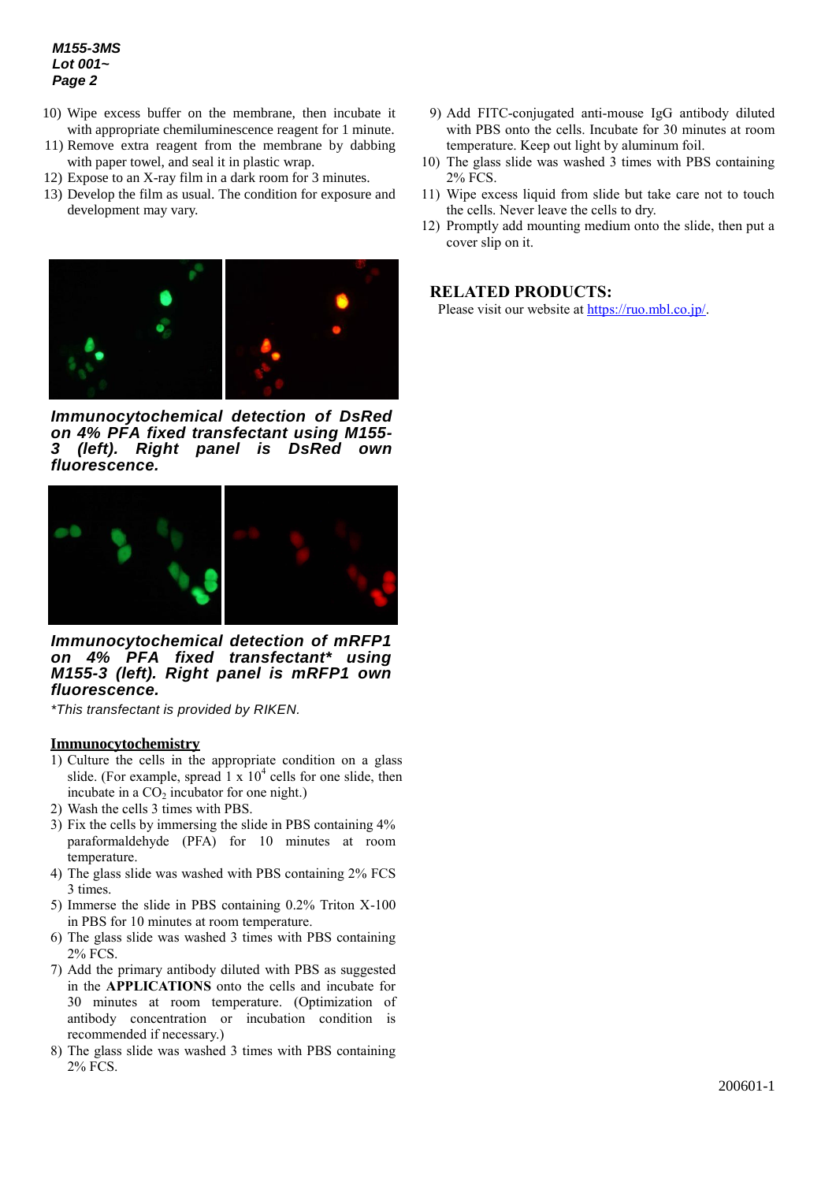10) Wipe excess buffer on the membrane, then incubate it with appropriate chemiluminescence reagent for 1 minute.
11) Remove extra reagent from the membrane by dabbing with paper towel, and seal it in plastic wrap.
12) Expose to an X-ray film in a dark room for 3 minutes.
13) Develop the film as usual. The condition for exposure and development may vary.

***Immunocytochemical detection of DsRed on 4% PFA fixed transfectant using M155-3 (left). Right panel is DsRed own fluorescence.***

***Immunocytochemical detection of mRFP1 on 4% PFA fixed transfectant\* using M155-3 (left). Right panel is mRFP1 own fluorescence.***

*\*This transfectant is provided by RIKEN.*

**Immunocytochemistry**

1) Culture the cells in the appropriate condition on a glass slide. (For example, spread 1 x $10^4$ cells for one slide, then incubate in a $CO_2$ incubator for one night.)
2) Wash the cells 3 times with PBS.
3) Fix the cells by immersing the slide in PBS containing 4% paraformaldehyde (PFA) for 10 minutes at room temperature.
4) The glass slide was washed with PBS containing 2% FCS 3 times.
5) Immerse the slide in PBS containing 0.2% Triton X-100 in PBS for 10 minutes at room temperature.
6) The glass slide was washed 3 times with PBS containing 2% FCS.
7) Add the primary antibody diluted with PBS as suggested in the **APPLICATIONS** onto the cells and incubate for 30 minutes at room temperature. (Optimization of antibody concentration or incubation condition is recommended if necessary.)
8) The glass slide was washed 3 times with PBS containing 2% FCS.
9) Add FITC-conjugated anti-mouse IgG antibody diluted with PBS onto the cells. Incubate for 30 minutes at room temperature. Keep out light by aluminum foil.
10) The glass slide was washed 3 times with PBS containing 2% FCS.
11) Wipe excess liquid from slide but take care not to touch the cells. Never leave the cells to dry.
12) Promptly add mounting medium onto the slide, then put a cover slip on it.

## RELATED PRODUCTS:

Please visit our website at https://ruo.mbl.co.jp/.

200601-1